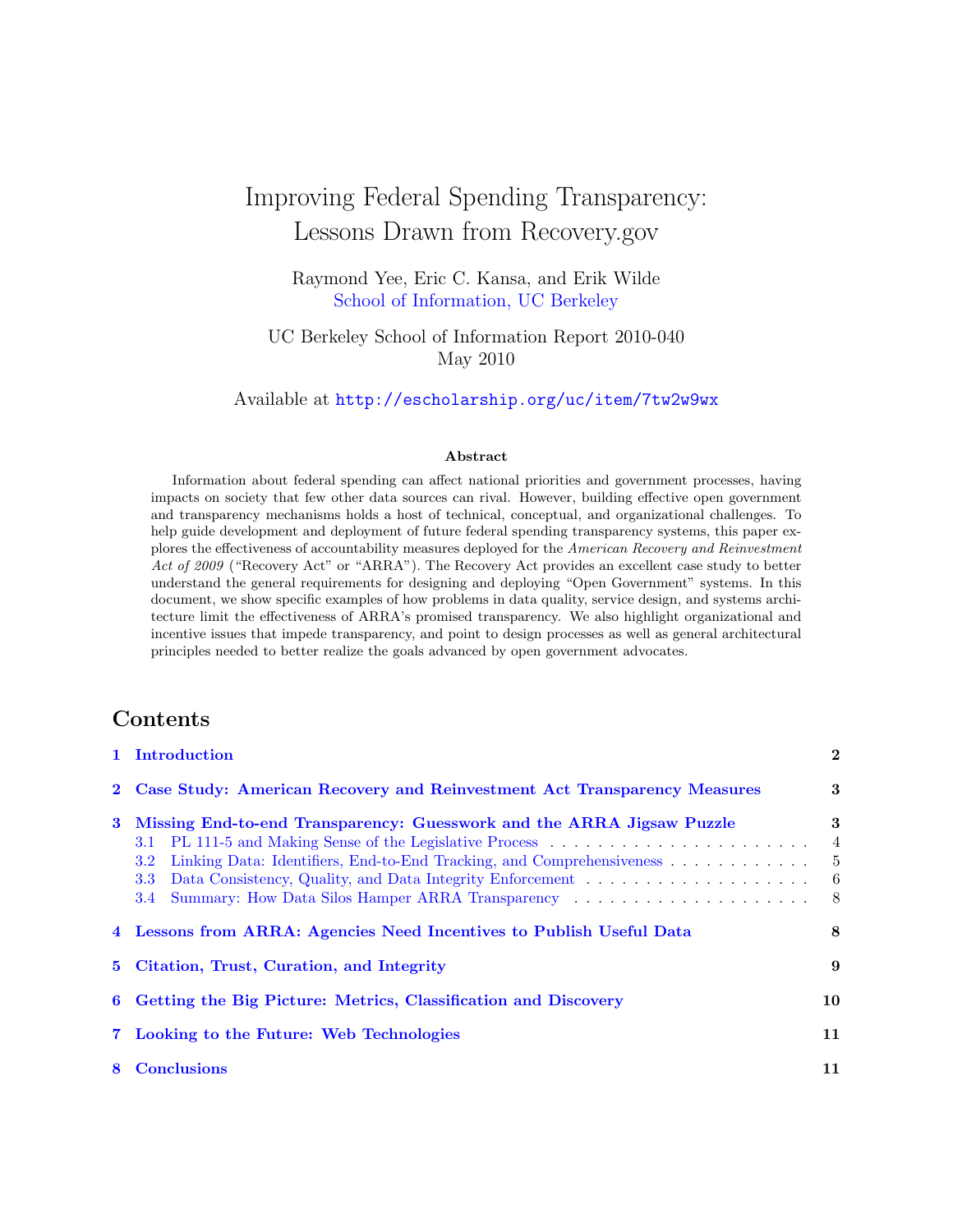# Improving Federal Spending Transparency: Lessons Drawn from Recovery.gov

Raymond Yee, Eric C. Kansa, and Erik Wilde
School of Information, UC Berkeley

UC Berkeley School of Information Report 2010-040
May 2010

Available at http://escholarship.org/uc/item/7tw2w9wx

### Abstract

Information about federal spending can affect national priorities and government processes, having impacts on society that few other data sources can rival. However, building effective open government and transparency mechanisms holds a host of technical, conceptual, and organizational challenges. To help guide development and deployment of future federal spending transparency systems, this paper explores the effectiveness of accountability measures deployed for the *American Recovery and Reinvestment Act of 2009* ("Recovery Act" or "ARRA"). The Recovery Act provides an excellent case study to better understand the general requirements for designing and deploying "Open Government" systems. In this document, we show specific examples of how problems in data quality, service design, and systems architecture limit the effectiveness of ARRA's promised transparency. We also highlight organizational and incentive issues that impede transparency, and point to design processes as well as general architectural principles needed to better realize the goals advanced by open government advocates.

## Contents

- **1 Introduction** — 2
- **2 Case Study: American Recovery and Reinvestment Act Transparency Measures** — 3
- **3 Missing End-to-end Transparency: Guesswork and the ARRA Jigsaw Puzzle** — 3
  - 3.1 PL 111-5 and Making Sense of the Legislative Process — 4
  - 3.2 Linking Data: Identifiers, End-to-End Tracking, and Comprehensiveness — 5
  - 3.3 Data Consistency, Quality, and Data Integrity Enforcement — 6
  - 3.4 Summary: How Data Silos Hamper ARRA Transparency — 8
- **4 Lessons from ARRA: Agencies Need Incentives to Publish Useful Data** — 8
- **5 Citation, Trust, Curation, and Integrity** — 9
- **6 Getting the Big Picture: Metrics, Classification and Discovery** — 10
- **7 Looking to the Future: Web Technologies** — 11
- **8 Conclusions** — 11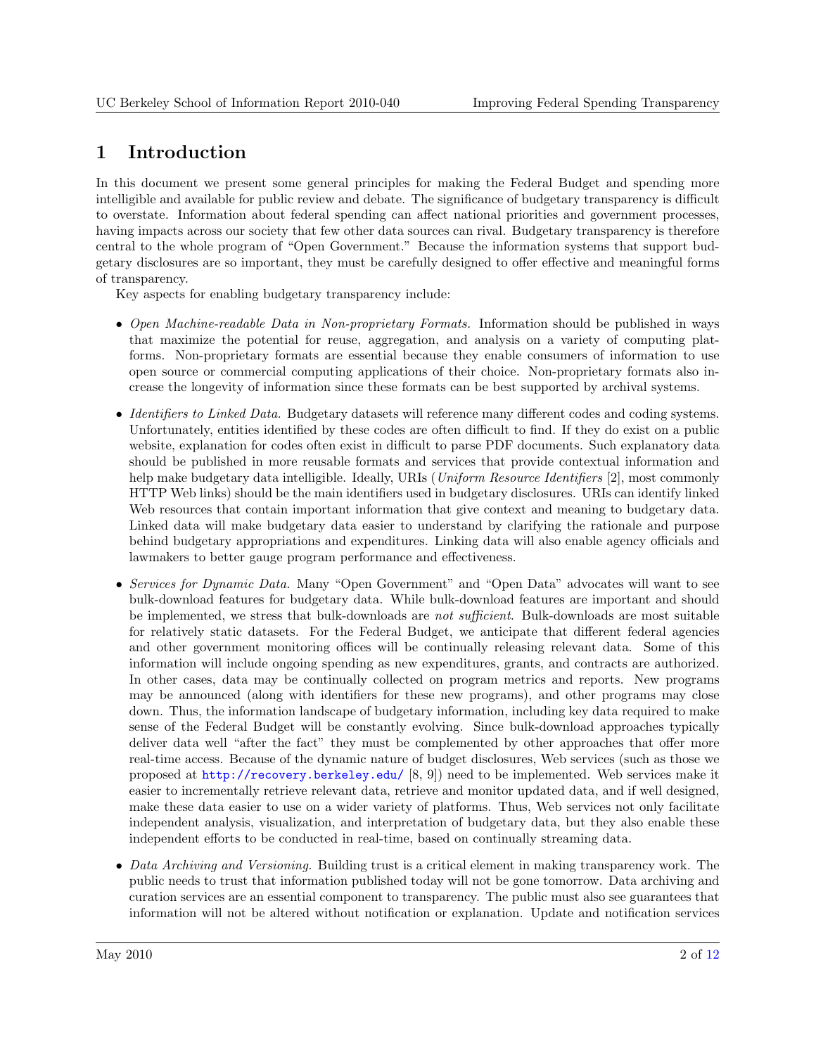# 1 Introduction

In this document we present some general principles for making the Federal Budget and spending more intelligible and available for public review and debate. The significance of budgetary transparency is difficult to overstate. Information about federal spending can affect national priorities and government processes, having impacts across our society that few other data sources can rival. Budgetary transparency is therefore central to the whole program of "Open Government." Because the information systems that support budgetary disclosures are so important, they must be carefully designed to offer effective and meaningful forms of transparency.

Key aspects for enabling budgetary transparency include:

- *Open Machine-readable Data in Non-proprietary Formats.* Information should be published in ways that maximize the potential for reuse, aggregation, and analysis on a variety of computing platforms. Non-proprietary formats are essential because they enable consumers of information to use open source or commercial computing applications of their choice. Non-proprietary formats also increase the longevity of information since these formats can be best supported by archival systems.

- *Identifiers to Linked Data.* Budgetary datasets will reference many different codes and coding systems. Unfortunately, entities identified by these codes are often difficult to find. If they do exist on a public website, explanation for codes often exist in difficult to parse PDF documents. Such explanatory data should be published in more reusable formats and services that provide contextual information and help make budgetary data intelligible. Ideally, URIs (*Uniform Resource Identifiers* [2], most commonly HTTP Web links) should be the main identifiers used in budgetary disclosures. URIs can identify linked Web resources that contain important information that give context and meaning to budgetary data. Linked data will make budgetary data easier to understand by clarifying the rationale and purpose behind budgetary appropriations and expenditures. Linking data will also enable agency officials and lawmakers to better gauge program performance and effectiveness.

- *Services for Dynamic Data.* Many "Open Government" and "Open Data" advocates will want to see bulk-download features for budgetary data. While bulk-download features are important and should be implemented, we stress that bulk-downloads are *not sufficient*. Bulk-downloads are most suitable for relatively static datasets. For the Federal Budget, we anticipate that different federal agencies and other government monitoring offices will be continually releasing relevant data. Some of this information will include ongoing spending as new expenditures, grants, and contracts are authorized. In other cases, data may be continually collected on program metrics and reports. New programs may be announced (along with identifiers for these new programs), and other programs may close down. Thus, the information landscape of budgetary information, including key data required to make sense of the Federal Budget will be constantly evolving. Since bulk-download approaches typically deliver data well "after the fact" they must be complemented by other approaches that offer more real-time access. Because of the dynamic nature of budget disclosures, Web services (such as those we proposed at http://recovery.berkeley.edu/ [8, 9]) need to be implemented. Web services make it easier to incrementally retrieve relevant data, retrieve and monitor updated data, and if well designed, make these data easier to use on a wider variety of platforms. Thus, Web services not only facilitate independent analysis, visualization, and interpretation of budgetary data, but they also enable these independent efforts to be conducted in real-time, based on continually streaming data.

- *Data Archiving and Versioning.* Building trust is a critical element in making transparency work. The public needs to trust that information published today will not be gone tomorrow. Data archiving and curation services are an essential component to transparency. The public must also see guarantees that information will not be altered without notification or explanation. Update and notification services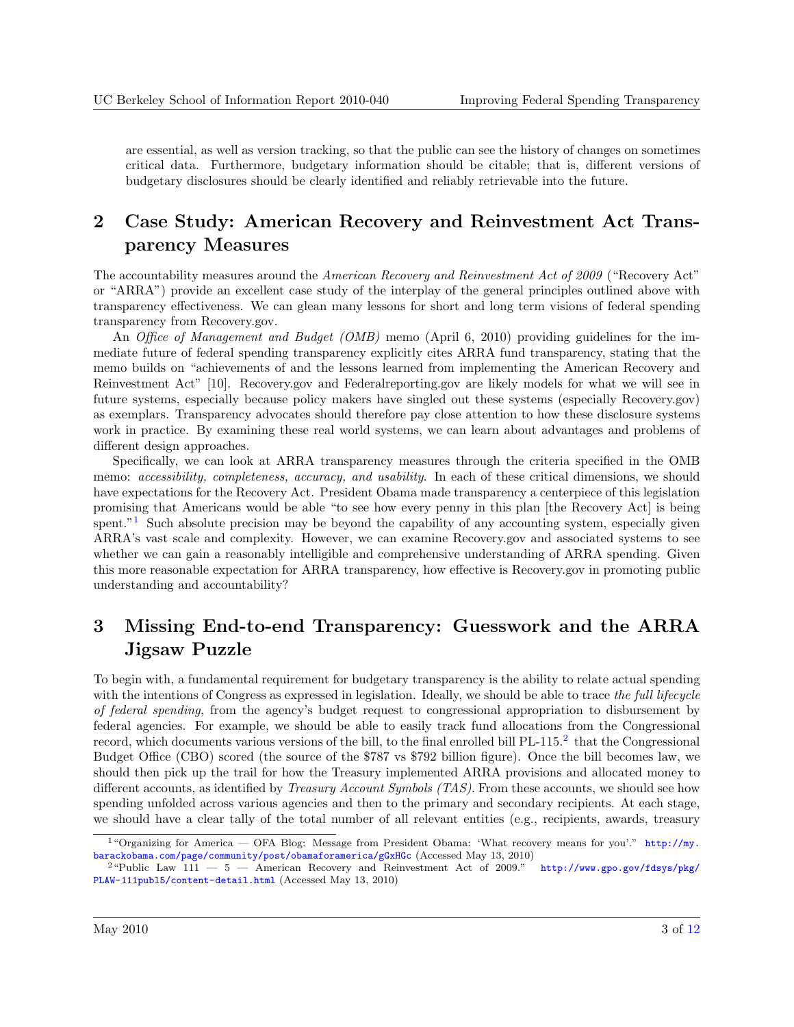are essential, as well as version tracking, so that the public can see the history of changes on sometimes critical data. Furthermore, budgetary information should be citable; that is, different versions of budgetary disclosures should be clearly identified and reliably retrievable into the future.

## 2 Case Study: American Recovery and Reinvestment Act Transparency Measures

The accountability measures around the *American Recovery and Reinvestment Act of 2009* ("Recovery Act" or "ARRA") provide an excellent case study of the interplay of the general principles outlined above with transparency effectiveness. We can glean many lessons for short and long term visions of federal spending transparency from Recovery.gov.

An *Office of Management and Budget (OMB)* memo (April 6, 2010) providing guidelines for the immediate future of federal spending transparency explicitly cites ARRA fund transparency, stating that the memo builds on "achievements of and the lessons learned from implementing the American Recovery and Reinvestment Act" [10]. Recovery.gov and Federalreporting.gov are likely models for what we will see in future systems, especially because policy makers have singled out these systems (especially Recovery.gov) as exemplars. Transparency advocates should therefore pay close attention to how these disclosure systems work in practice. By examining these real world systems, we can learn about advantages and problems of different design approaches.

Specifically, we can look at ARRA transparency measures through the criteria specified in the OMB memo: *accessibility, completeness, accuracy, and usability*. In each of these critical dimensions, we should have expectations for the Recovery Act. President Obama made transparency a centerpiece of this legislation promising that Americans would be able "to see how every penny in this plan [the Recovery Act] is being spent."[1] Such absolute precision may be beyond the capability of any accounting system, especially given ARRA's vast scale and complexity. However, we can examine Recovery.gov and associated systems to see whether we can gain a reasonably intelligible and comprehensive understanding of ARRA spending. Given this more reasonable expectation for ARRA transparency, how effective is Recovery.gov in promoting public understanding and accountability?

## 3 Missing End-to-end Transparency: Guesswork and the ARRA Jigsaw Puzzle

To begin with, a fundamental requirement for budgetary transparency is the ability to relate actual spending with the intentions of Congress as expressed in legislation. Ideally, we should be able to trace *the full lifecycle of federal spending*, from the agency's budget request to congressional appropriation to disbursement by federal agencies. For example, we should be able to easily track fund allocations from the Congressional record, which documents various versions of the bill, to the final enrolled bill PL-115.[2] that the Congressional Budget Office (CBO) scored (the source of the $787 vs $792 billion figure). Once the bill becomes law, we should then pick up the trail for how the Treasury implemented ARRA provisions and allocated money to different accounts, as identified by *Treasury Account Symbols (TAS)*. From these accounts, we should see how spending unfolded across various agencies and then to the primary and secondary recipients. At each stage, we should have a clear tally of the total number of all relevant entities (e.g., recipients, awards, treasury

[1] "Organizing for America — OFA Blog: Message from President Obama: 'What recovery means for you'." http://my.barackobama.com/page/community/post/obamaforamerica/gGxHGc (Accessed May 13, 2010)

[2] "Public Law 111 — 5 — American Recovery and Reinvestment Act of 2009." http://www.gpo.gov/fdsys/pkg/PLAW-111publ5/content-detail.html (Accessed May 13, 2010)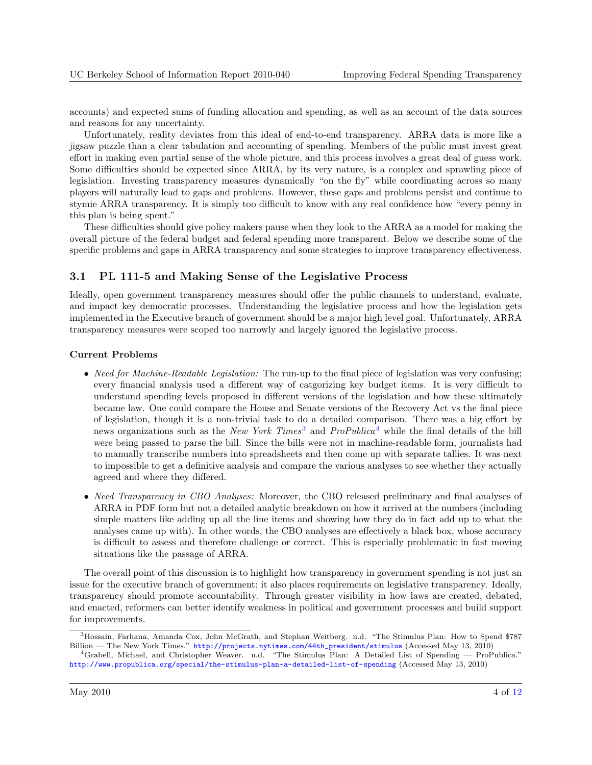accounts) and expected sums of funding allocation and spending, as well as an account of the data sources and reasons for any uncertainty.

Unfortunately, reality deviates from this ideal of end-to-end transparency. ARRA data is more like a jigsaw puzzle than a clear tabulation and accounting of spending. Members of the public must invest great effort in making even partial sense of the whole picture, and this process involves a great deal of guess work. Some difficulties should be expected since ARRA, by its very nature, is a complex and sprawling piece of legislation. Investing transparency measures dynamically "on the fly" while coordinating across so many players will naturally lead to gaps and problems. However, these gaps and problems persist and continue to stymie ARRA transparency. It is simply too difficult to know with any real confidence how "every penny in this plan is being spent."

These difficulties should give policy makers pause when they look to the ARRA as a model for making the overall picture of the federal budget and federal spending more transparent. Below we describe some of the specific problems and gaps in ARRA transparency and some strategies to improve transparency effectiveness.

## 3.1 PL 111-5 and Making Sense of the Legislative Process

Ideally, open government transparency measures should offer the public channels to understand, evaluate, and impact key democratic processes. Understanding the legislative process and how the legislation gets implemented in the Executive branch of government should be a major high level goal. Unfortunately, ARRA transparency measures were scoped too narrowly and largely ignored the legislative process.

### Current Problems

- *Need for Machine-Readable Legislation:* The run-up to the final piece of legislation was very confusing; every financial analysis used a different way of catgorizing key budget items. It is very difficult to understand spending levels proposed in different versions of the legislation and how these ultimately became law. One could compare the House and Senate versions of the Recovery Act vs the final piece of legislation, though it is a non-trivial task to do a detailed comparison. There was a big effort by news organizations such as the *New York Times*[3] and *ProPublica*[4] while the final details of the bill were being passed to parse the bill. Since the bills were not in machine-readable form, journalists had to manually transcribe numbers into spreadsheets and then come up with separate tallies. It was next to impossible to get a definitive analysis and compare the various analyses to see whether they actually agreed and where they differed.

- *Need Transparency in CBO Analyses:* Moreover, the CBO released preliminary and final analyses of ARRA in PDF form but not a detailed analytic breakdown on how it arrived at the numbers (including simple matters like adding up all the line items and showing how they do in fact add up to what the analyses came up with). In other words, the CBO analyses are effectively a black box, whose accuracy is difficult to assess and therefore challenge or correct. This is especially problematic in fast moving situations like the passage of ARRA.

The overall point of this discussion is to highlight how transparency in government spending is not just an issue for the executive branch of government; it also places requirements on legislative transparency. Ideally, transparency should promote accountability. Through greater visibility in how laws are created, debated, and enacted, reformers can better identify weakness in political and government processes and build support for improvements.

---

[3] Hossain, Farhana, Amanda Cox, John McGrath, and Stephan Weitberg. n.d. "The Stimulus Plan: How to Spend $787 Billion — The New York Times." http://projects.nytimes.com/44th_president/stimulus (Accessed May 13, 2010)

[4] Grabell, Michael, and Christopher Weaver. n.d. "The Stimulus Plan: A Detailed List of Spending — ProPublica." http://www.propublica.org/special/the-stimulus-plan-a-detailed-list-of-spending (Accessed May 13, 2010)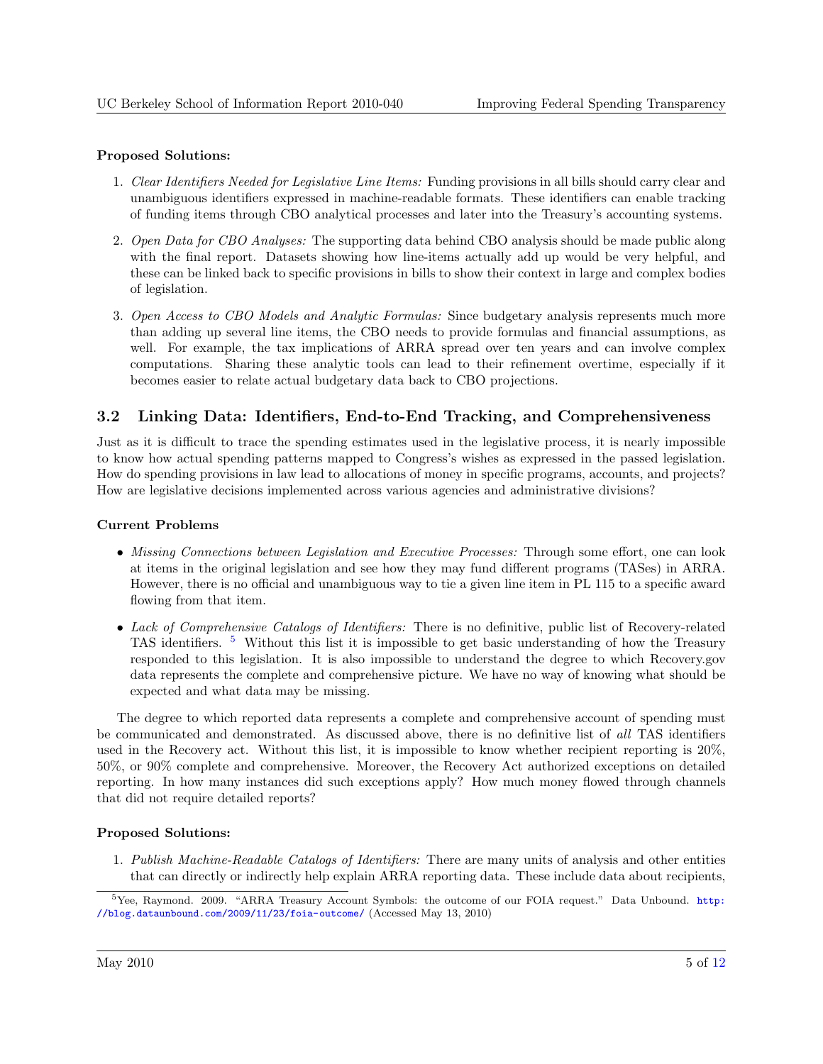**Proposed Solutions:**

1. *Clear Identifiers Needed for Legislative Line Items:* Funding provisions in all bills should carry clear and unambiguous identifiers expressed in machine-readable formats. These identifiers can enable tracking of funding items through CBO analytical processes and later into the Treasury's accounting systems.

2. *Open Data for CBO Analyses:* The supporting data behind CBO analysis should be made public along with the final report. Datasets showing how line-items actually add up would be very helpful, and these can be linked back to specific provisions in bills to show their context in large and complex bodies of legislation.

3. *Open Access to CBO Models and Analytic Formulas:* Since budgetary analysis represents much more than adding up several line items, the CBO needs to provide formulas and financial assumptions, as well. For example, the tax implications of ARRA spread over ten years and can involve complex computations. Sharing these analytic tools can lead to their refinement overtime, especially if it becomes easier to relate actual budgetary data back to CBO projections.

## 3.2 Linking Data: Identifiers, End-to-End Tracking, and Comprehensiveness

Just as it is difficult to trace the spending estimates used in the legislative process, it is nearly impossible to know how actual spending patterns mapped to Congress's wishes as expressed in the passed legislation. How do spending provisions in law lead to allocations of money in specific programs, accounts, and projects? How are legislative decisions implemented across various agencies and administrative divisions?

**Current Problems**

- *Missing Connections between Legislation and Executive Processes:* Through some effort, one can look at items in the original legislation and see how they may fund different programs (TASes) in ARRA. However, there is no official and unambiguous way to tie a given line item in PL 115 to a specific award flowing from that item.

- *Lack of Comprehensive Catalogs of Identifiers:* There is no definitive, public list of Recovery-related TAS identifiers. [5] Without this list it is impossible to get basic understanding of how the Treasury responded to this legislation. It is also impossible to understand the degree to which Recovery.gov data represents the complete and comprehensive picture. We have no way of knowing what should be expected and what data may be missing.

The degree to which reported data represents a complete and comprehensive account of spending must be communicated and demonstrated. As discussed above, there is no definitive list of *all* TAS identifiers used in the Recovery act. Without this list, it is impossible to know whether recipient reporting is 20%, 50%, or 90% complete and comprehensive. Moreover, the Recovery Act authorized exceptions on detailed reporting. In how many instances did such exceptions apply? How much money flowed through channels that did not require detailed reports?

**Proposed Solutions:**

1. *Publish Machine-Readable Catalogs of Identifiers:* There are many units of analysis and other entities that can directly or indirectly help explain ARRA reporting data. These include data about recipients,

[5] Yee, Raymond. 2009. "ARRA Treasury Account Symbols: the outcome of our FOIA request." Data Unbound. http://blog.dataunbound.com/2009/11/23/foia-outcome/ (Accessed May 13, 2010)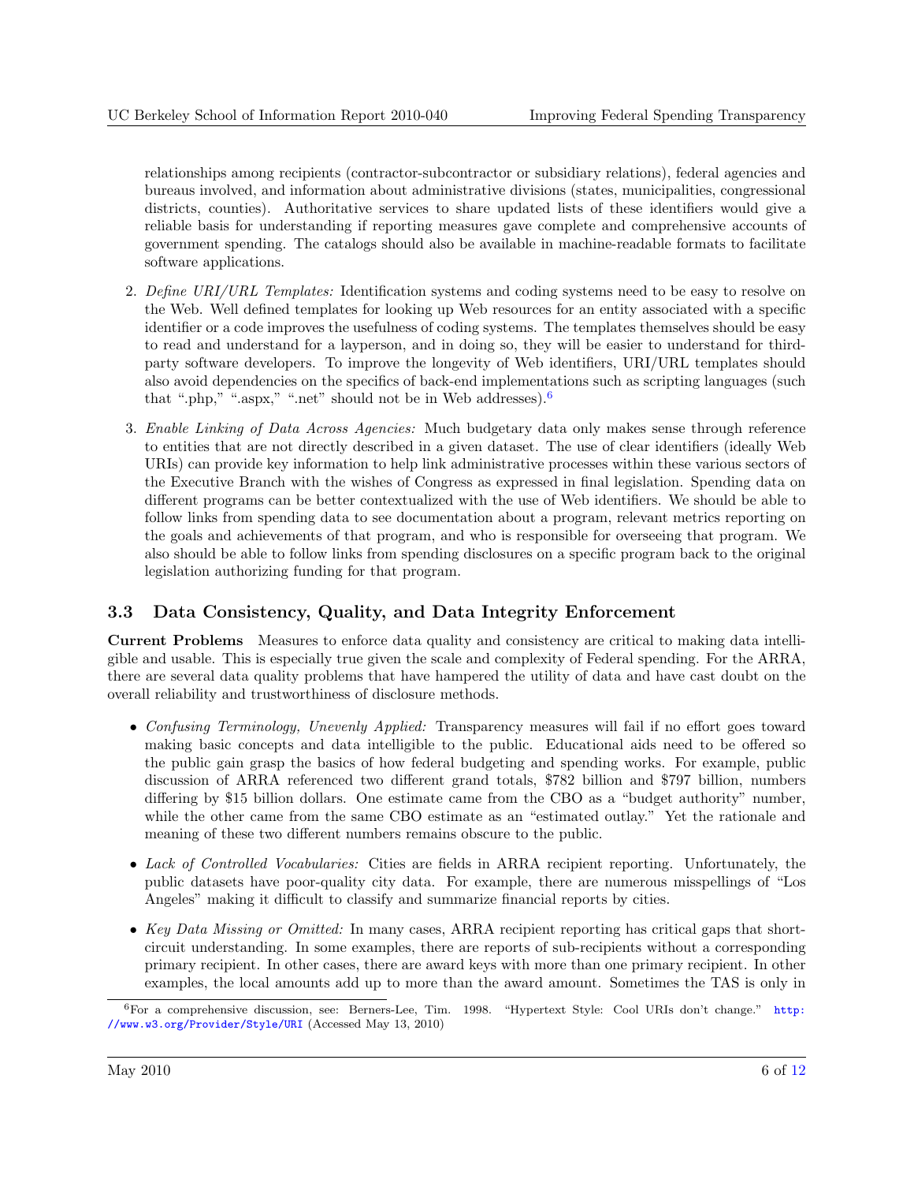relationships among recipients (contractor-subcontractor or subsidiary relations), federal agencies and bureaus involved, and information about administrative divisions (states, municipalities, congressional districts, counties). Authoritative services to share updated lists of these identifiers would give a reliable basis for understanding if reporting measures gave complete and comprehensive accounts of government spending. The catalogs should also be available in machine-readable formats to facilitate software applications.

2. *Define URI/URL Templates:* Identification systems and coding systems need to be easy to resolve on the Web. Well defined templates for looking up Web resources for an entity associated with a specific identifier or a code improves the usefulness of coding systems. The templates themselves should be easy to read and understand for a layperson, and in doing so, they will be easier to understand for third-party software developers. To improve the longevity of Web identifiers, URI/URL templates should also avoid dependencies on the specifics of back-end implementations such as scripting languages (such that ".php," ".aspx," ".net" should not be in Web addresses).[6]

3. *Enable Linking of Data Across Agencies:* Much budgetary data only makes sense through reference to entities that are not directly described in a given dataset. The use of clear identifiers (ideally Web URIs) can provide key information to help link administrative processes within these various sectors of the Executive Branch with the wishes of Congress as expressed in final legislation. Spending data on different programs can be better contextualized with the use of Web identifiers. We should be able to follow links from spending data to see documentation about a program, relevant metrics reporting on the goals and achievements of that program, and who is responsible for overseeing that program. We also should be able to follow links from spending disclosures on a specific program back to the original legislation authorizing funding for that program.

## 3.3 Data Consistency, Quality, and Data Integrity Enforcement

**Current Problems** Measures to enforce data quality and consistency are critical to making data intelligible and usable. This is especially true given the scale and complexity of Federal spending. For the ARRA, there are several data quality problems that have hampered the utility of data and have cast doubt on the overall reliability and trustworthiness of disclosure methods.

- *Confusing Terminology, Unevenly Applied:* Transparency measures will fail if no effort goes toward making basic concepts and data intelligible to the public. Educational aids need to be offered so the public gain grasp the basics of how federal budgeting and spending works. For example, public discussion of ARRA referenced two different grand totals, $782 billion and $797 billion, numbers differing by $15 billion dollars. One estimate came from the CBO as a "budget authority" number, while the other came from the same CBO estimate as an "estimated outlay." Yet the rationale and meaning of these two different numbers remains obscure to the public.

- *Lack of Controlled Vocabularies:* Cities are fields in ARRA recipient reporting. Unfortunately, the public datasets have poor-quality city data. For example, there are numerous misspellings of "Los Angeles" making it difficult to classify and summarize financial reports by cities.

- *Key Data Missing or Omitted:* In many cases, ARRA recipient reporting has critical gaps that short-circuit understanding. In some examples, there are reports of sub-recipients without a corresponding primary recipient. In other cases, there are award keys with more than one primary recipient. In other examples, the local amounts add up to more than the award amount. Sometimes the TAS is only in

[6] For a comprehensive discussion, see: Berners-Lee, Tim. 1998. "Hypertext Style: Cool URIs don't change." http://www.w3.org/Provider/Style/URI (Accessed May 13, 2010)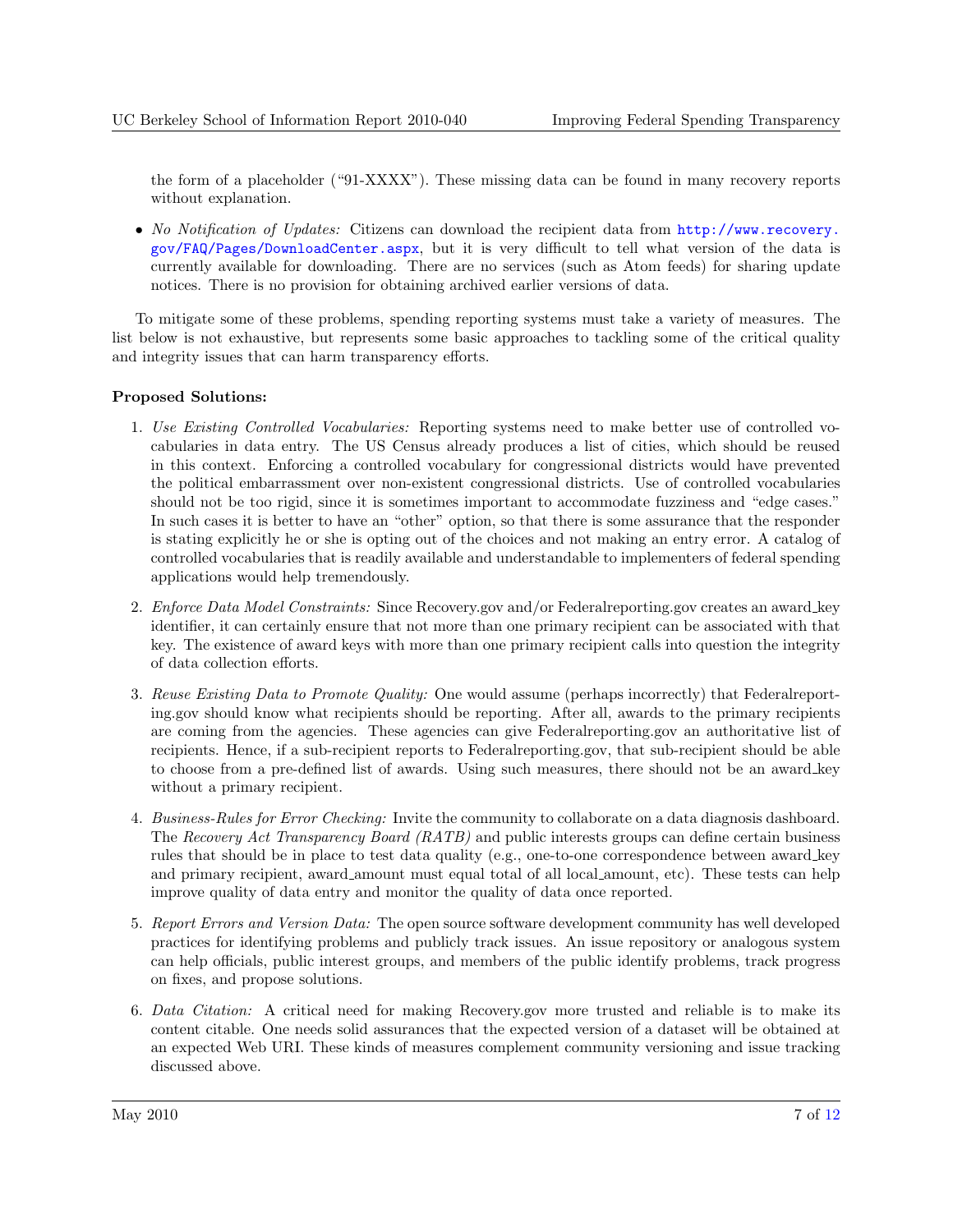the form of a placeholder ("91-XXXX"). These missing data can be found in many recovery reports without explanation.

- *No Notification of Updates:* Citizens can download the recipient data from http://www.recovery.gov/FAQ/Pages/DownloadCenter.aspx, but it is very difficult to tell what version of the data is currently available for downloading. There are no services (such as Atom feeds) for sharing update notices. There is no provision for obtaining archived earlier versions of data.

To mitigate some of these problems, spending reporting systems must take a variety of measures. The list below is not exhaustive, but represents some basic approaches to tackling some of the critical quality and integrity issues that can harm transparency efforts.

**Proposed Solutions:**

1. *Use Existing Controlled Vocabularies:* Reporting systems need to make better use of controlled vocabularies in data entry. The US Census already produces a list of cities, which should be reused in this context. Enforcing a controlled vocabulary for congressional districts would have prevented the political embarrassment over non-existent congressional districts. Use of controlled vocabularies should not be too rigid, since it is sometimes important to accommodate fuzziness and "edge cases." In such cases it is better to have an "other" option, so that there is some assurance that the responder is stating explicitly he or she is opting out of the choices and not making an entry error. A catalog of controlled vocabularies that is readily available and understandable to implementers of federal spending applications would help tremendously.

2. *Enforce Data Model Constraints:* Since Recovery.gov and/or Federalreporting.gov creates an award_key identifier, it can certainly ensure that not more than one primary recipient can be associated with that key. The existence of award keys with more than one primary recipient calls into question the integrity of data collection efforts.

3. *Reuse Existing Data to Promote Quality:* One would assume (perhaps incorrectly) that Federalreporting.gov should know what recipients should be reporting. After all, awards to the primary recipients are coming from the agencies. These agencies can give Federalreporting.gov an authoritative list of recipients. Hence, if a sub-recipient reports to Federalreporting.gov, that sub-recipient should be able to choose from a pre-defined list of awards. Using such measures, there should not be an award_key without a primary recipient.

4. *Business-Rules for Error Checking:* Invite the community to collaborate on a data diagnosis dashboard. The *Recovery Act Transparency Board (RATB)* and public interests groups can define certain business rules that should be in place to test data quality (e.g., one-to-one correspondence between award_key and primary recipient, award_amount must equal total of all local_amount, etc). These tests can help improve quality of data entry and monitor the quality of data once reported.

5. *Report Errors and Version Data:* The open source software development community has well developed practices for identifying problems and publicly track issues. An issue repository or analogous system can help officials, public interest groups, and members of the public identify problems, track progress on fixes, and propose solutions.

6. *Data Citation:* A critical need for making Recovery.gov more trusted and reliable is to make its content citable. One needs solid assurances that the expected version of a dataset will be obtained at an expected Web URI. These kinds of measures complement community versioning and issue tracking discussed above.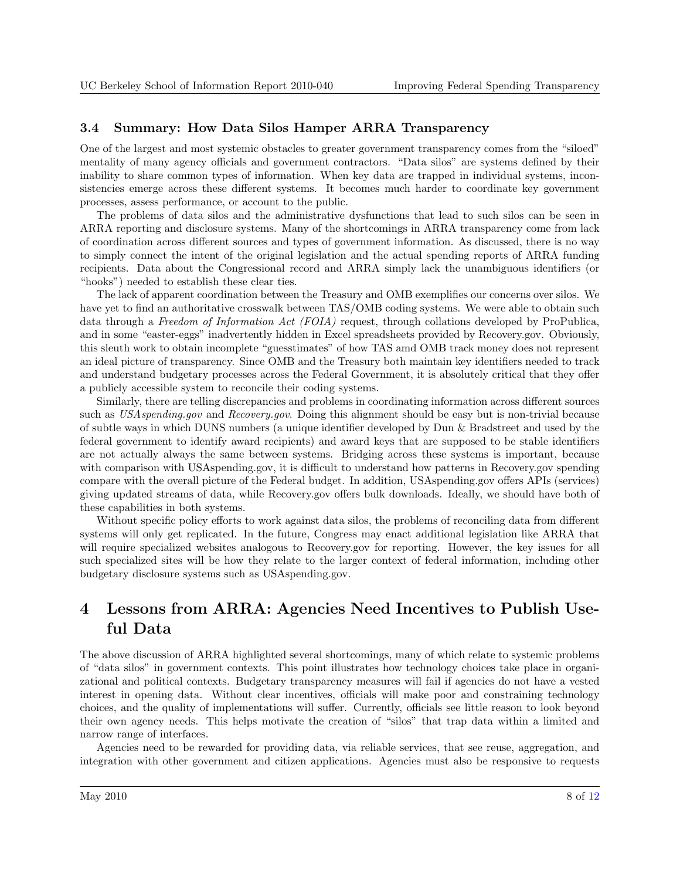### 3.4 Summary: How Data Silos Hamper ARRA Transparency

One of the largest and most systemic obstacles to greater government transparency comes from the "siloed" mentality of many agency officials and government contractors. "Data silos" are systems defined by their inability to share common types of information. When key data are trapped in individual systems, inconsistencies emerge across these different systems. It becomes much harder to coordinate key government processes, assess performance, or account to the public.

The problems of data silos and the administrative dysfunctions that lead to such silos can be seen in ARRA reporting and disclosure systems. Many of the shortcomings in ARRA transparency come from lack of coordination across different sources and types of government information. As discussed, there is no way to simply connect the intent of the original legislation and the actual spending reports of ARRA funding recipients. Data about the Congressional record and ARRA simply lack the unambiguous identifiers (or "hooks") needed to establish these clear ties.

The lack of apparent coordination between the Treasury and OMB exemplifies our concerns over silos. We have yet to find an authoritative crosswalk between TAS/OMB coding systems. We were able to obtain such data through a *Freedom of Information Act (FOIA)* request, through collations developed by ProPublica, and in some "easter-eggs" inadvertently hidden in Excel spreadsheets provided by Recovery.gov. Obviously, this sleuth work to obtain incomplete "guesstimates" of how TAS amd OMB track money does not represent an ideal picture of transparency. Since OMB and the Treasury both maintain key identifiers needed to track and understand budgetary processes across the Federal Government, it is absolutely critical that they offer a publicly accessible system to reconcile their coding systems.

Similarly, there are telling discrepancies and problems in coordinating information across different sources such as *USAspending.gov* and *Recovery.gov*. Doing this alignment should be easy but is non-trivial because of subtle ways in which DUNS numbers (a unique identifier developed by Dun & Bradstreet and used by the federal government to identify award recipients) and award keys that are supposed to be stable identifiers are not actually always the same between systems. Bridging across these systems is important, because with comparison with USAspending.gov, it is difficult to understand how patterns in Recovery.gov spending compare with the overall picture of the Federal budget. In addition, USAspending.gov offers APIs (services) giving updated streams of data, while Recovery.gov offers bulk downloads. Ideally, we should have both of these capabilities in both systems.

Without specific policy efforts to work against data silos, the problems of reconciling data from different systems will only get replicated. In the future, Congress may enact additional legislation like ARRA that will require specialized websites analogous to Recovery.gov for reporting. However, the key issues for all such specialized sites will be how they relate to the larger context of federal information, including other budgetary disclosure systems such as USAspending.gov.

# 4 Lessons from ARRA: Agencies Need Incentives to Publish Useful Data

The above discussion of ARRA highlighted several shortcomings, many of which relate to systemic problems of "data silos" in government contexts. This point illustrates how technology choices take place in organizational and political contexts. Budgetary transparency measures will fail if agencies do not have a vested interest in opening data. Without clear incentives, officials will make poor and constraining technology choices, and the quality of implementations will suffer. Currently, officials see little reason to look beyond their own agency needs. This helps motivate the creation of "silos" that trap data within a limited and narrow range of interfaces.

Agencies need to be rewarded for providing data, via reliable services, that see reuse, aggregation, and integration with other government and citizen applications. Agencies must also be responsive to requests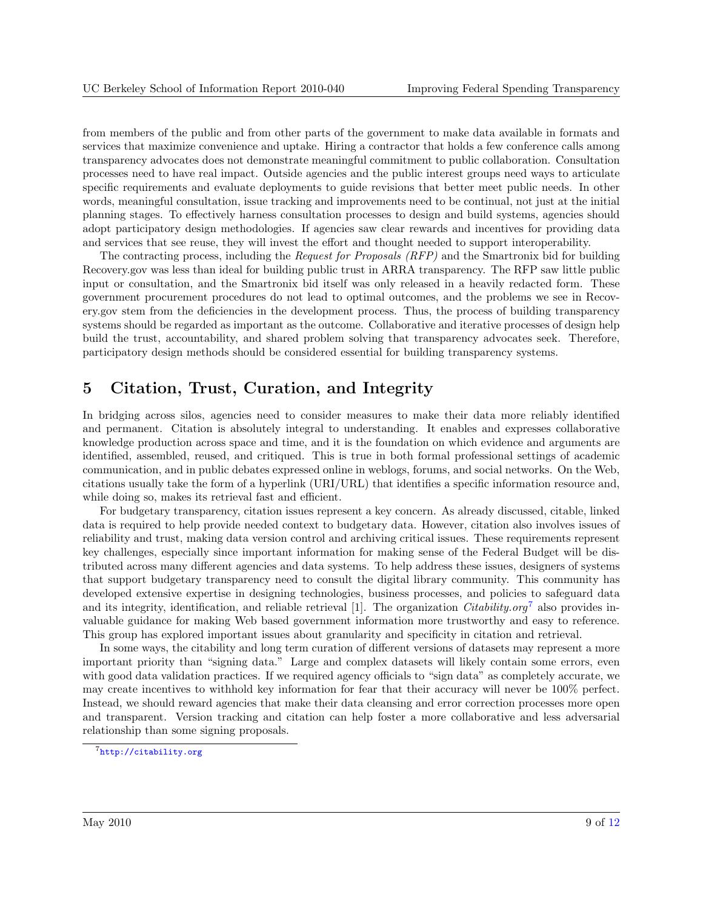from members of the public and from other parts of the government to make data available in formats and services that maximize convenience and uptake. Hiring a contractor that holds a few conference calls among transparency advocates does not demonstrate meaningful commitment to public collaboration. Consultation processes need to have real impact. Outside agencies and the public interest groups need ways to articulate specific requirements and evaluate deployments to guide revisions that better meet public needs. In other words, meaningful consultation, issue tracking and improvements need to be continual, not just at the initial planning stages. To effectively harness consultation processes to design and build systems, agencies should adopt participatory design methodologies. If agencies saw clear rewards and incentives for providing data and services that see reuse, they will invest the effort and thought needed to support interoperability.

The contracting process, including the *Request for Proposals (RFP)* and the Smartronix bid for building Recovery.gov was less than ideal for building public trust in ARRA transparency. The RFP saw little public input or consultation, and the Smartronix bid itself was only released in a heavily redacted form. These government procurement procedures do not lead to optimal outcomes, and the problems we see in Recovery.gov stem from the deficiencies in the development process. Thus, the process of building transparency systems should be regarded as important as the outcome. Collaborative and iterative processes of design help build the trust, accountability, and shared problem solving that transparency advocates seek. Therefore, participatory design methods should be considered essential for building transparency systems.

# 5 Citation, Trust, Curation, and Integrity

In bridging across silos, agencies need to consider measures to make their data more reliably identified and permanent. Citation is absolutely integral to understanding. It enables and expresses collaborative knowledge production across space and time, and it is the foundation on which evidence and arguments are identified, assembled, reused, and critiqued. This is true in both formal professional settings of academic communication, and in public debates expressed online in weblogs, forums, and social networks. On the Web, citations usually take the form of a hyperlink (URI/URL) that identifies a specific information resource and, while doing so, makes its retrieval fast and efficient.

For budgetary transparency, citation issues represent a key concern. As already discussed, citable, linked data is required to help provide needed context to budgetary data. However, citation also involves issues of reliability and trust, making data version control and archiving critical issues. These requirements represent key challenges, especially since important information for making sense of the Federal Budget will be distributed across many different agencies and data systems. To help address these issues, designers of systems that support budgetary transparency need to consult the digital library community. This community has developed extensive expertise in designing technologies, business processes, and policies to safeguard data and its integrity, identification, and reliable retrieval [1]. The organization *Citability.org*[7] also provides invaluable guidance for making Web based government information more trustworthy and easy to reference. This group has explored important issues about granularity and specificity in citation and retrieval.

In some ways, the citability and long term curation of different versions of datasets may represent a more important priority than "signing data." Large and complex datasets will likely contain some errors, even with good data validation practices. If we required agency officials to "sign data" as completely accurate, we may create incentives to withhold key information for fear that their accuracy will never be 100% perfect. Instead, we should reward agencies that make their data cleansing and error correction processes more open and transparent. Version tracking and citation can help foster a more collaborative and less adversarial relationship than some signing proposals.

[7] http://citability.org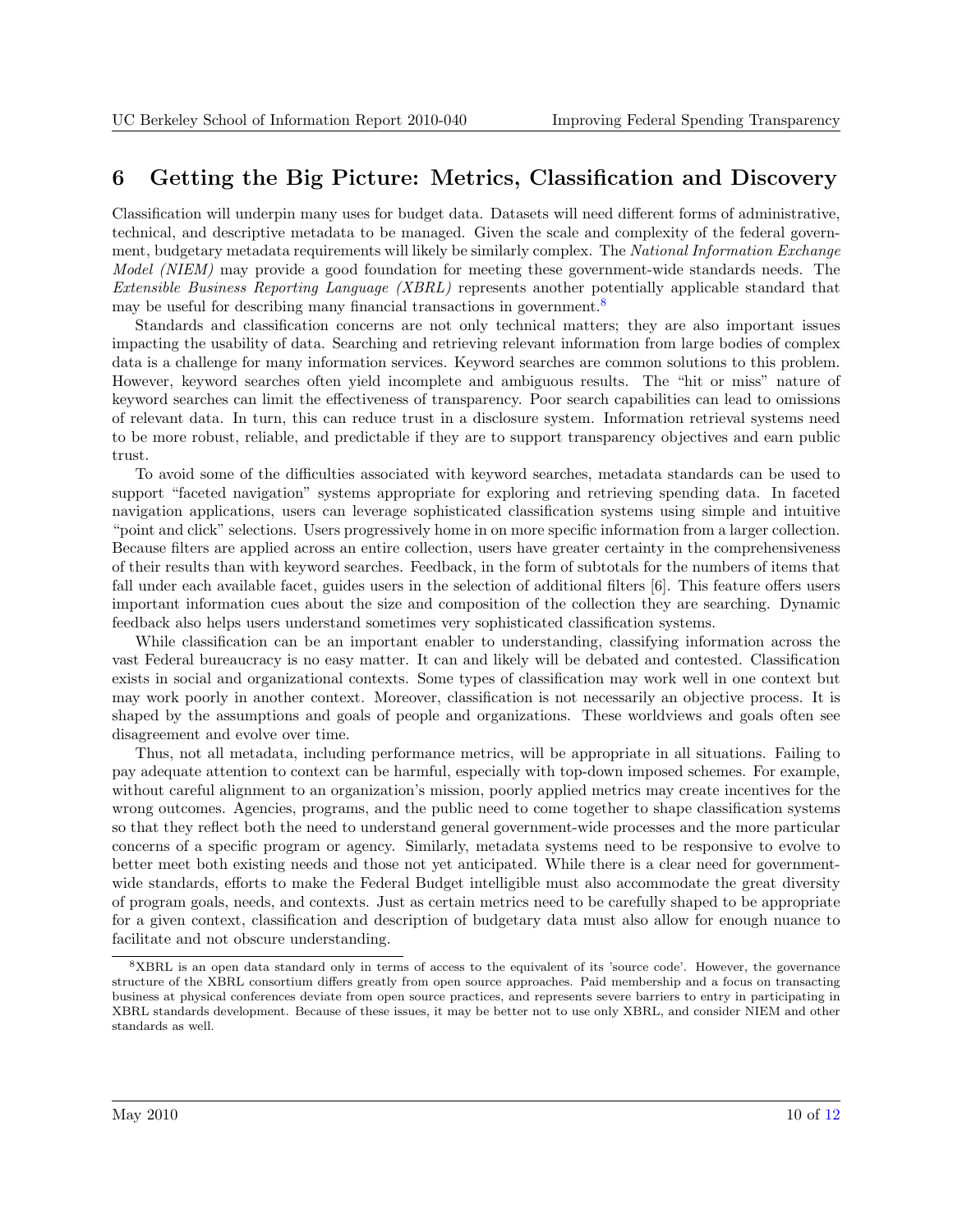## 6 Getting the Big Picture: Metrics, Classification and Discovery

Classification will underpin many uses for budget data. Datasets will need different forms of administrative, technical, and descriptive metadata to be managed. Given the scale and complexity of the federal government, budgetary metadata requirements will likely be similarly complex. The *National Information Exchange Model (NIEM)* may provide a good foundation for meeting these government-wide standards needs. The *Extensible Business Reporting Language (XBRL)* represents another potentially applicable standard that may be useful for describing many financial transactions in government.[8]

Standards and classification concerns are not only technical matters; they are also important issues impacting the usability of data. Searching and retrieving relevant information from large bodies of complex data is a challenge for many information services. Keyword searches are common solutions to this problem. However, keyword searches often yield incomplete and ambiguous results. The "hit or miss" nature of keyword searches can limit the effectiveness of transparency. Poor search capabilities can lead to omissions of relevant data. In turn, this can reduce trust in a disclosure system. Information retrieval systems need to be more robust, reliable, and predictable if they are to support transparency objectives and earn public trust.

To avoid some of the difficulties associated with keyword searches, metadata standards can be used to support "faceted navigation" systems appropriate for exploring and retrieving spending data. In faceted navigation applications, users can leverage sophisticated classification systems using simple and intuitive "point and click" selections. Users progressively home in on more specific information from a larger collection. Because filters are applied across an entire collection, users have greater certainty in the comprehensiveness of their results than with keyword searches. Feedback, in the form of subtotals for the numbers of items that fall under each available facet, guides users in the selection of additional filters [6]. This feature offers users important information cues about the size and composition of the collection they are searching. Dynamic feedback also helps users understand sometimes very sophisticated classification systems.

While classification can be an important enabler to understanding, classifying information across the vast Federal bureaucracy is no easy matter. It can and likely will be debated and contested. Classification exists in social and organizational contexts. Some types of classification may work well in one context but may work poorly in another context. Moreover, classification is not necessarily an objective process. It is shaped by the assumptions and goals of people and organizations. These worldviews and goals often see disagreement and evolve over time.

Thus, not all metadata, including performance metrics, will be appropriate in all situations. Failing to pay adequate attention to context can be harmful, especially with top-down imposed schemes. For example, without careful alignment to an organization's mission, poorly applied metrics may create incentives for the wrong outcomes. Agencies, programs, and the public need to come together to shape classification systems so that they reflect both the need to understand general government-wide processes and the more particular concerns of a specific program or agency. Similarly, metadata systems need to be responsive to evolve to better meet both existing needs and those not yet anticipated. While there is a clear need for government-wide standards, efforts to make the Federal Budget intelligible must also accommodate the great diversity of program goals, needs, and contexts. Just as certain metrics need to be carefully shaped to be appropriate for a given context, classification and description of budgetary data must also allow for enough nuance to facilitate and not obscure understanding.

---

[8] XBRL is an open data standard only in terms of access to the equivalent of its 'source code'. However, the governance structure of the XBRL consortium differs greatly from open source approaches. Paid membership and a focus on transacting business at physical conferences deviate from open source practices, and represents severe barriers to entry in participating in XBRL standards development. Because of these issues, it may be better not to use only XBRL, and consider NIEM and other standards as well.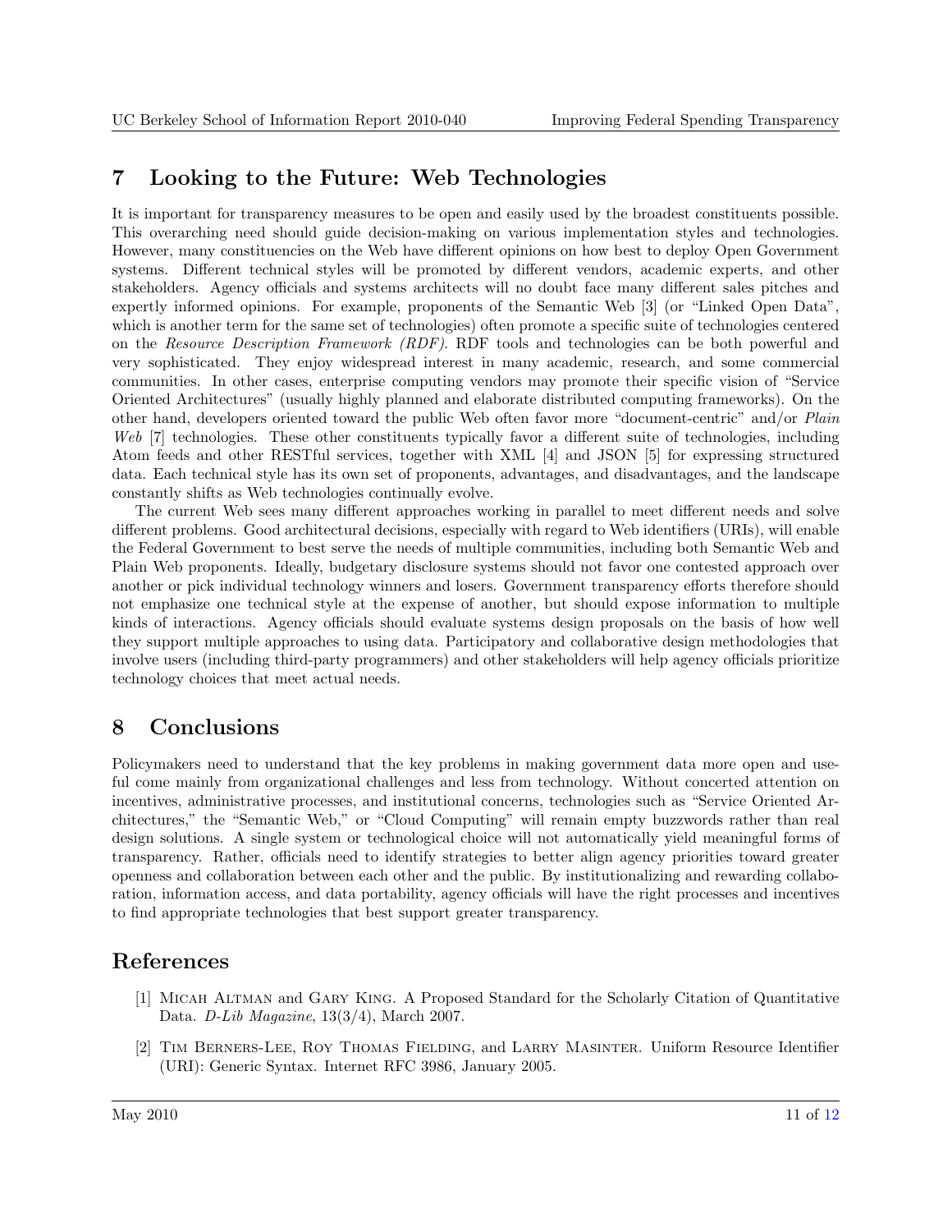## 7 Looking to the Future: Web Technologies

It is important for transparency measures to be open and easily used by the broadest constituents possible. This overarching need should guide decision-making on various implementation styles and technologies. However, many constituencies on the Web have different opinions on how best to deploy Open Government systems. Different technical styles will be promoted by different vendors, academic experts, and other stakeholders. Agency officials and systems architects will no doubt face many different sales pitches and expertly informed opinions. For example, proponents of the Semantic Web [3] (or "Linked Open Data", which is another term for the same set of technologies) often promote a specific suite of technologies centered on the *Resource Description Framework (RDF)*. RDF tools and technologies can be both powerful and very sophisticated. They enjoy widespread interest in many academic, research, and some commercial communities. In other cases, enterprise computing vendors may promote their specific vision of "Service Oriented Architectures" (usually highly planned and elaborate distributed computing frameworks). On the other hand, developers oriented toward the public Web often favor more "document-centric" and/or *Plain Web* [7] technologies. These other constituents typically favor a different suite of technologies, including Atom feeds and other RESTful services, together with XML [4] and JSON [5] for expressing structured data. Each technical style has its own set of proponents, advantages, and disadvantages, and the landscape constantly shifts as Web technologies continually evolve.

The current Web sees many different approaches working in parallel to meet different needs and solve different problems. Good architectural decisions, especially with regard to Web identifiers (URIs), will enable the Federal Government to best serve the needs of multiple communities, including both Semantic Web and Plain Web proponents. Ideally, budgetary disclosure systems should not favor one contested approach over another or pick individual technology winners and losers. Government transparency efforts therefore should not emphasize one technical style at the expense of another, but should expose information to multiple kinds of interactions. Agency officials should evaluate systems design proposals on the basis of how well they support multiple approaches to using data. Participatory and collaborative design methodologies that involve users (including third-party programmers) and other stakeholders will help agency officials prioritize technology choices that meet actual needs.

## 8 Conclusions

Policymakers need to understand that the key problems in making government data more open and useful come mainly from organizational challenges and less from technology. Without concerted attention on incentives, administrative processes, and institutional concerns, technologies such as "Service Oriented Architectures," the "Semantic Web," or "Cloud Computing" will remain empty buzzwords rather than real design solutions. A single system or technological choice will not automatically yield meaningful forms of transparency. Rather, officials need to identify strategies to better align agency priorities toward greater openness and collaboration between each other and the public. By institutionalizing and rewarding collaboration, information access, and data portability, agency officials will have the right processes and incentives to find appropriate technologies that best support greater transparency.

## References

[1] Micah Altman and Gary King. A Proposed Standard for the Scholarly Citation of Quantitative Data. *D-Lib Magazine*, 13(3/4), March 2007.

[2] Tim Berners-Lee, Roy Thomas Fielding, and Larry Masinter. Uniform Resource Identifier (URI): Generic Syntax. Internet RFC 3986, January 2005.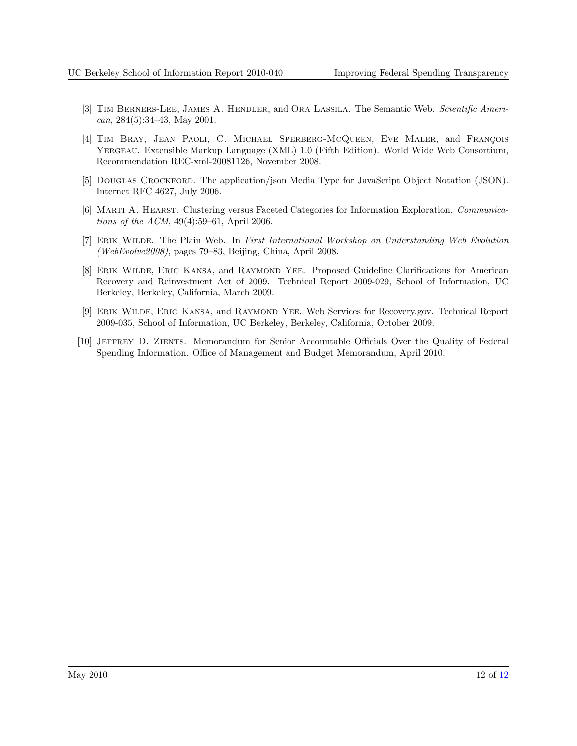[3] Tim Berners-Lee, James A. Hendler, and Ora Lassila. The Semantic Web. *Scientific American*, 284(5):34–43, May 2001.

[4] Tim Bray, Jean Paoli, C. Michael Sperberg-McQueen, Eve Maler, and François Yergeau. Extensible Markup Language (XML) 1.0 (Fifth Edition). World Wide Web Consortium, Recommendation REC-xml-20081126, November 2008.

[5] Douglas Crockford. The application/json Media Type for JavaScript Object Notation (JSON). Internet RFC 4627, July 2006.

[6] Marti A. Hearst. Clustering versus Faceted Categories for Information Exploration. *Communications of the ACM*, 49(4):59–61, April 2006.

[7] Erik Wilde. The Plain Web. In *First International Workshop on Understanding Web Evolution (WebEvolve2008)*, pages 79–83, Beijing, China, April 2008.

[8] Erik Wilde, Eric Kansa, and Raymond Yee. Proposed Guideline Clarifications for American Recovery and Reinvestment Act of 2009. Technical Report 2009-029, School of Information, UC Berkeley, Berkeley, California, March 2009.

[9] Erik Wilde, Eric Kansa, and Raymond Yee. Web Services for Recovery.gov. Technical Report 2009-035, School of Information, UC Berkeley, Berkeley, California, October 2009.

[10] Jeffrey D. Zients. Memorandum for Senior Accountable Officials Over the Quality of Federal Spending Information. Office of Management and Budget Memorandum, April 2010.